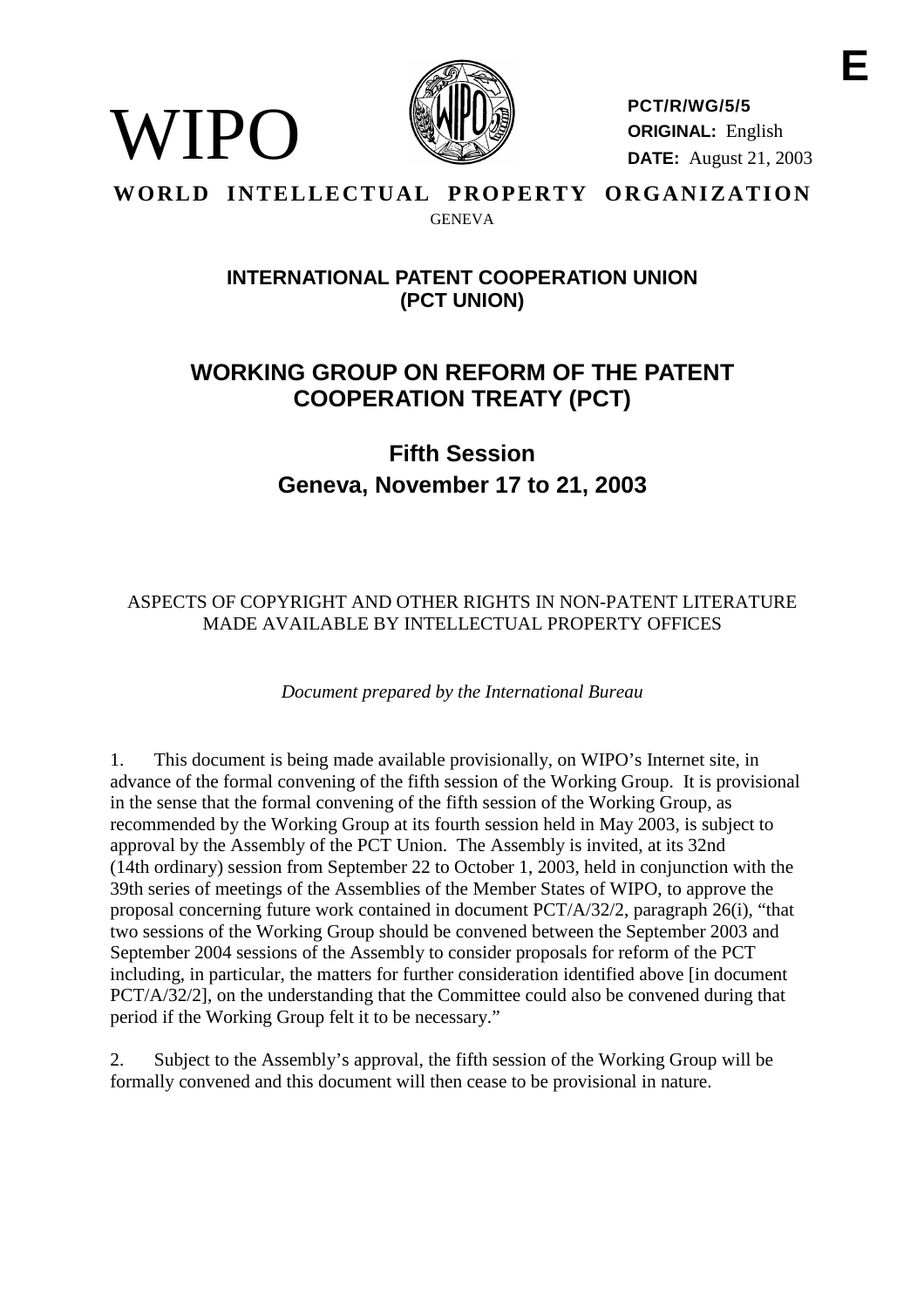WIPO

**PCT/R/WG/5/5**
**ORIGINAL:** English
**DATE:** August 21, 2003

**WORLD INTELLECTUAL PROPERTY ORGANIZATION**
GENEVA

## INTERNATIONAL PATENT COOPERATION UNION (PCT UNION)

# WORKING GROUP ON REFORM OF THE PATENT COOPERATION TREATY (PCT)

## Fifth Session
## Geneva, November 17 to 21, 2003

ASPECTS OF COPYRIGHT AND OTHER RIGHTS IN NON-PATENT LITERATURE MADE AVAILABLE BY INTELLECTUAL PROPERTY OFFICES

*Document prepared by the International Bureau*

1. This document is being made available provisionally, on WIPO's Internet site, in advance of the formal convening of the fifth session of the Working Group. It is provisional in the sense that the formal convening of the fifth session of the Working Group, as recommended by the Working Group at its fourth session held in May 2003, is subject to approval by the Assembly of the PCT Union. The Assembly is invited, at its 32nd (14th ordinary) session from September 22 to October 1, 2003, held in conjunction with the 39th series of meetings of the Assemblies of the Member States of WIPO, to approve the proposal concerning future work contained in document PCT/A/32/2, paragraph 26(i), "that two sessions of the Working Group should be convened between the September 2003 and September 2004 sessions of the Assembly to consider proposals for reform of the PCT including, in particular, the matters for further consideration identified above [in document PCT/A/32/2], on the understanding that the Committee could also be convened during that period if the Working Group felt it to be necessary."

2. Subject to the Assembly's approval, the fifth session of the Working Group will be formally convened and this document will then cease to be provisional in nature.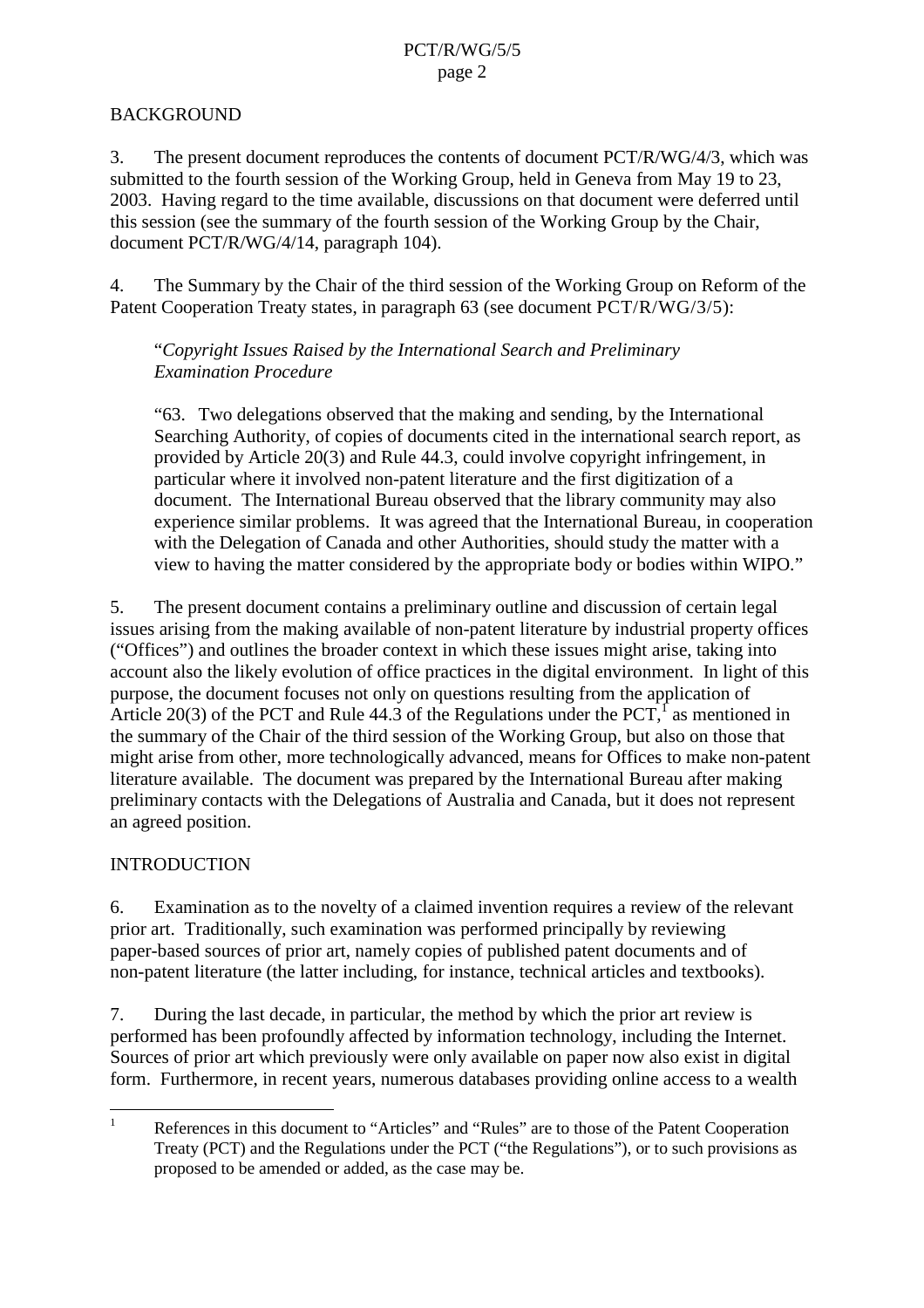## BACKGROUND

3. The present document reproduces the contents of document PCT/R/WG/4/3, which was submitted to the fourth session of the Working Group, held in Geneva from May 19 to 23, 2003. Having regard to the time available, discussions on that document were deferred until this session (see the summary of the fourth session of the Working Group by the Chair, document PCT/R/WG/4/14, paragraph 104).

4. The Summary by the Chair of the third session of the Working Group on Reform of the Patent Cooperation Treaty states, in paragraph 63 (see document PCT/R/WG/3/5):

> "*Copyright Issues Raised by the International Search and Preliminary Examination Procedure*
>
> "63. Two delegations observed that the making and sending, by the International Searching Authority, of copies of documents cited in the international search report, as provided by Article 20(3) and Rule 44.3, could involve copyright infringement, in particular where it involved non-patent literature and the first digitization of a document. The International Bureau observed that the library community may also experience similar problems. It was agreed that the International Bureau, in cooperation with the Delegation of Canada and other Authorities, should study the matter with a view to having the matter considered by the appropriate body or bodies within WIPO."

5. The present document contains a preliminary outline and discussion of certain legal issues arising from the making available of non-patent literature by industrial property offices ("Offices") and outlines the broader context in which these issues might arise, taking into account also the likely evolution of office practices in the digital environment. In light of this purpose, the document focuses not only on questions resulting from the application of Article 20(3) of the PCT and Rule 44.3 of the Regulations under the PCT,[1] as mentioned in the summary of the Chair of the third session of the Working Group, but also on those that might arise from other, more technologically advanced, means for Offices to make non-patent literature available. The document was prepared by the International Bureau after making preliminary contacts with the Delegations of Australia and Canada, but it does not represent an agreed position.

## INTRODUCTION

6. Examination as to the novelty of a claimed invention requires a review of the relevant prior art. Traditionally, such examination was performed principally by reviewing paper-based sources of prior art, namely copies of published patent documents and of non-patent literature (the latter including, for instance, technical articles and textbooks).

7. During the last decade, in particular, the method by which the prior art review is performed has been profoundly affected by information technology, including the Internet. Sources of prior art which previously were only available on paper now also exist in digital form. Furthermore, in recent years, numerous databases providing online access to a wealth

---

[1] References in this document to "Articles" and "Rules" are to those of the Patent Cooperation Treaty (PCT) and the Regulations under the PCT ("the Regulations"), or to such provisions as proposed to be amended or added, as the case may be.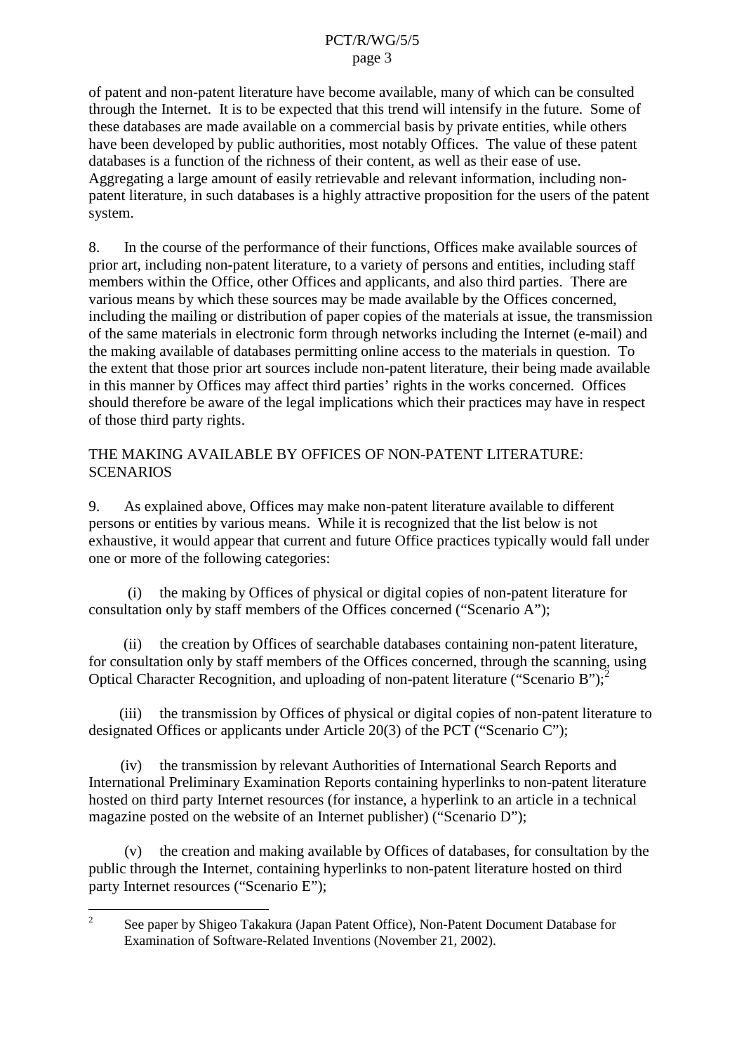of patent and non-patent literature have become available, many of which can be consulted through the Internet. It is to be expected that this trend will intensify in the future. Some of these databases are made available on a commercial basis by private entities, while others have been developed by public authorities, most notably Offices. The value of these patent databases is a function of the richness of their content, as well as their ease of use. Aggregating a large amount of easily retrievable and relevant information, including non-patent literature, in such databases is a highly attractive proposition for the users of the patent system.

8. In the course of the performance of their functions, Offices make available sources of prior art, including non-patent literature, to a variety of persons and entities, including staff members within the Office, other Offices and applicants, and also third parties. There are various means by which these sources may be made available by the Offices concerned, including the mailing or distribution of paper copies of the materials at issue, the transmission of the same materials in electronic form through networks including the Internet (e-mail) and the making available of databases permitting online access to the materials in question. To the extent that those prior art sources include non-patent literature, their being made available in this manner by Offices may affect third parties' rights in the works concerned. Offices should therefore be aware of the legal implications which their practices may have in respect of those third party rights.

## THE MAKING AVAILABLE BY OFFICES OF NON-PATENT LITERATURE: SCENARIOS

9. As explained above, Offices may make non-patent literature available to different persons or entities by various means. While it is recognized that the list below is not exhaustive, it would appear that current and future Office practices typically would fall under one or more of the following categories:

(i) the making by Offices of physical or digital copies of non-patent literature for consultation only by staff members of the Offices concerned ("Scenario A");

(ii) the creation by Offices of searchable databases containing non-patent literature, for consultation only by staff members of the Offices concerned, through the scanning, using Optical Character Recognition, and uploading of non-patent literature ("Scenario B");[2]

(iii) the transmission by Offices of physical or digital copies of non-patent literature to designated Offices or applicants under Article 20(3) of the PCT ("Scenario C");

(iv) the transmission by relevant Authorities of International Search Reports and International Preliminary Examination Reports containing hyperlinks to non-patent literature hosted on third party Internet resources (for instance, a hyperlink to an article in a technical magazine posted on the website of an Internet publisher) ("Scenario D");

(v) the creation and making available by Offices of databases, for consultation by the public through the Internet, containing hyperlinks to non-patent literature hosted on third party Internet resources ("Scenario E");

---

[2] See paper by Shigeo Takakura (Japan Patent Office), Non-Patent Document Database for Examination of Software-Related Inventions (November 21, 2002).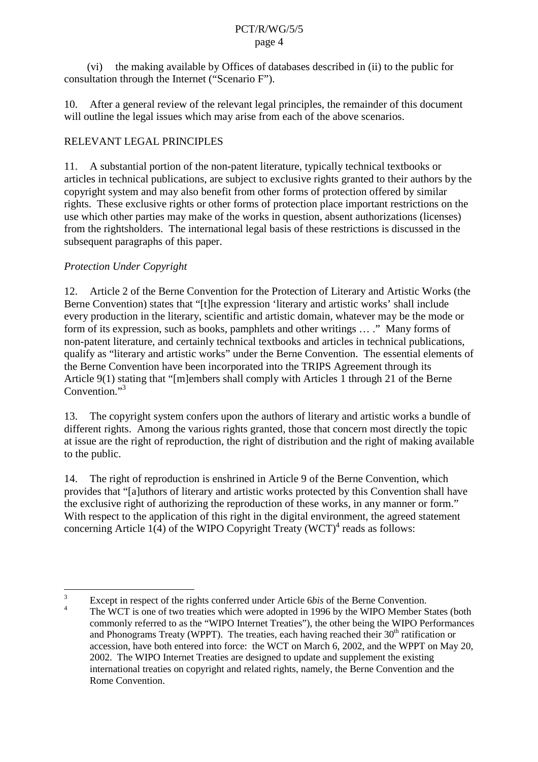(vi) the making available by Offices of databases described in (ii) to the public for consultation through the Internet ("Scenario F").

10. After a general review of the relevant legal principles, the remainder of this document will outline the legal issues which may arise from each of the above scenarios.

## RELEVANT LEGAL PRINCIPLES

11. A substantial portion of the non-patent literature, typically technical textbooks or articles in technical publications, are subject to exclusive rights granted to their authors by the copyright system and may also benefit from other forms of protection offered by similar rights. These exclusive rights or other forms of protection place important restrictions on the use which other parties may make of the works in question, absent authorizations (licenses) from the rightsholders. The international legal basis of these restrictions is discussed in the subsequent paragraphs of this paper.

### *Protection Under Copyright*

12. Article 2 of the Berne Convention for the Protection of Literary and Artistic Works (the Berne Convention) states that "[t]he expression 'literary and artistic works' shall include every production in the literary, scientific and artistic domain, whatever may be the mode or form of its expression, such as books, pamphlets and other writings … ." Many forms of non-patent literature, and certainly technical textbooks and articles in technical publications, qualify as "literary and artistic works" under the Berne Convention. The essential elements of the Berne Convention have been incorporated into the TRIPS Agreement through its Article 9(1) stating that "[m]embers shall comply with Articles 1 through 21 of the Berne Convention."[3]

13. The copyright system confers upon the authors of literary and artistic works a bundle of different rights. Among the various rights granted, those that concern most directly the topic at issue are the right of reproduction, the right of distribution and the right of making available to the public.

14. The right of reproduction is enshrined in Article 9 of the Berne Convention, which provides that "[a]uthors of literary and artistic works protected by this Convention shall have the exclusive right of authorizing the reproduction of these works, in any manner or form." With respect to the application of this right in the digital environment, the agreed statement concerning Article 1(4) of the WIPO Copyright Treaty (WCT)[4] reads as follows:

---

[3] Except in respect of the rights conferred under Article 6*bis* of the Berne Convention.

[4] The WCT is one of two treaties which were adopted in 1996 by the WIPO Member States (both commonly referred to as the "WIPO Internet Treaties"), the other being the WIPO Performances and Phonograms Treaty (WPPT). The treaties, each having reached their 30th ratification or accession, have both entered into force: the WCT on March 6, 2002, and the WPPT on May 20, 2002. The WIPO Internet Treaties are designed to update and supplement the existing international treaties on copyright and related rights, namely, the Berne Convention and the Rome Convention.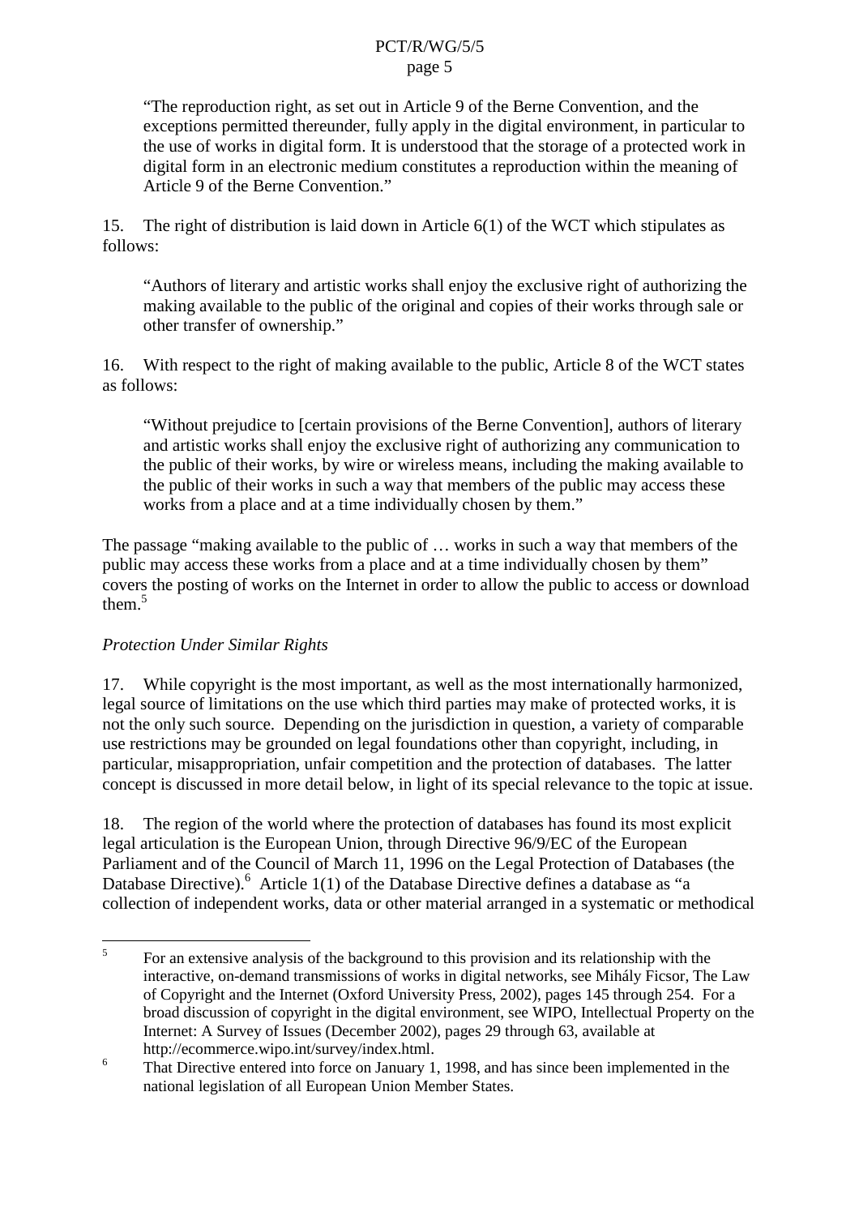"The reproduction right, as set out in Article 9 of the Berne Convention, and the exceptions permitted thereunder, fully apply in the digital environment, in particular to the use of works in digital form. It is understood that the storage of a protected work in digital form in an electronic medium constitutes a reproduction within the meaning of Article 9 of the Berne Convention."

15. The right of distribution is laid down in Article 6(1) of the WCT which stipulates as follows:

> "Authors of literary and artistic works shall enjoy the exclusive right of authorizing the making available to the public of the original and copies of their works through sale or other transfer of ownership."

16. With respect to the right of making available to the public, Article 8 of the WCT states as follows:

> "Without prejudice to [certain provisions of the Berne Convention], authors of literary and artistic works shall enjoy the exclusive right of authorizing any communication to the public of their works, by wire or wireless means, including the making available to the public of their works in such a way that members of the public may access these works from a place and at a time individually chosen by them."

The passage "making available to the public of … works in such a way that members of the public may access these works from a place and at a time individually chosen by them" covers the posting of works on the Internet in order to allow the public to access or download them.[5]

*Protection Under Similar Rights*

17. While copyright is the most important, as well as the most internationally harmonized, legal source of limitations on the use which third parties may make of protected works, it is not the only such source. Depending on the jurisdiction in question, a variety of comparable use restrictions may be grounded on legal foundations other than copyright, including, in particular, misappropriation, unfair competition and the protection of databases. The latter concept is discussed in more detail below, in light of its special relevance to the topic at issue.

18. The region of the world where the protection of databases has found its most explicit legal articulation is the European Union, through Directive 96/9/EC of the European Parliament and of the Council of March 11, 1996 on the Legal Protection of Databases (the Database Directive).[6] Article 1(1) of the Database Directive defines a database as "a collection of independent works, data or other material arranged in a systematic or methodical

---

[5] For an extensive analysis of the background to this provision and its relationship with the interactive, on-demand transmissions of works in digital networks, see Mihály Ficsor, The Law of Copyright and the Internet (Oxford University Press, 2002), pages 145 through 254. For a broad discussion of copyright in the digital environment, see WIPO, Intellectual Property on the Internet: A Survey of Issues (December 2002), pages 29 through 63, available at http://ecommerce.wipo.int/survey/index.html.

[6] That Directive entered into force on January 1, 1998, and has since been implemented in the national legislation of all European Union Member States.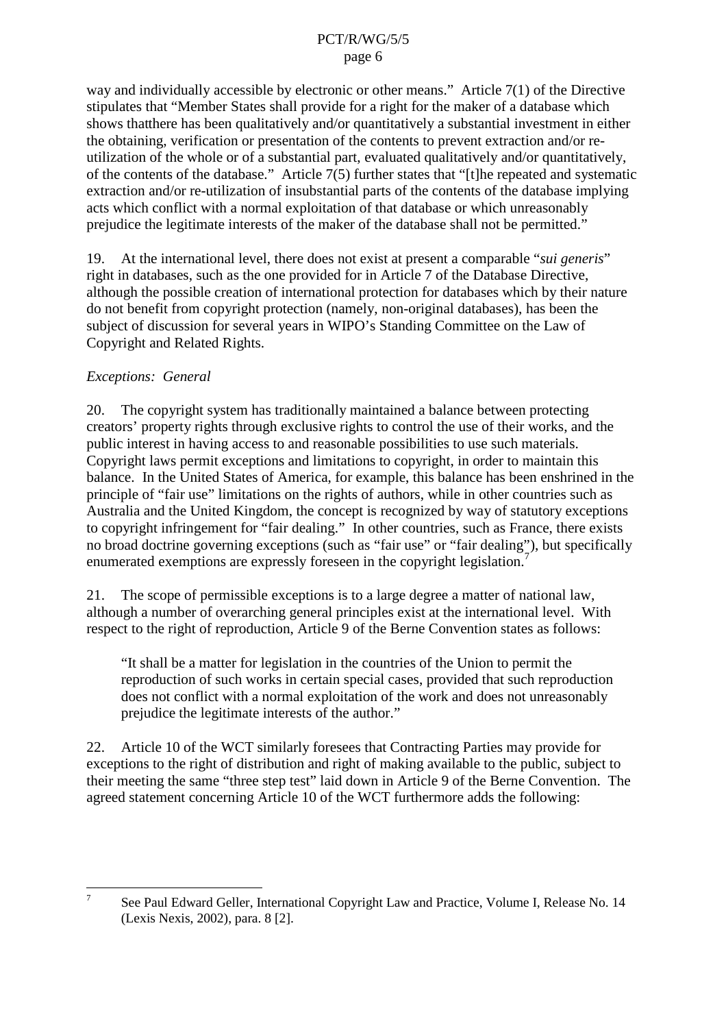way and individually accessible by electronic or other means." Article 7(1) of the Directive stipulates that "Member States shall provide for a right for the maker of a database which shows thatthere has been qualitatively and/or quantitatively a substantial investment in either the obtaining, verification or presentation of the contents to prevent extraction and/or re-utilization of the whole or of a substantial part, evaluated qualitatively and/or quantitatively, of the contents of the database." Article 7(5) further states that "[t]he repeated and systematic extraction and/or re-utilization of insubstantial parts of the contents of the database implying acts which conflict with a normal exploitation of that database or which unreasonably prejudice the legitimate interests of the maker of the database shall not be permitted."

19. At the international level, there does not exist at present a comparable "*sui generis*" right in databases, such as the one provided for in Article 7 of the Database Directive, although the possible creation of international protection for databases which by their nature do not benefit from copyright protection (namely, non-original databases), has been the subject of discussion for several years in WIPO's Standing Committee on the Law of Copyright and Related Rights.

*Exceptions: General*

20. The copyright system has traditionally maintained a balance between protecting creators' property rights through exclusive rights to control the use of their works, and the public interest in having access to and reasonable possibilities to use such materials. Copyright laws permit exceptions and limitations to copyright, in order to maintain this balance. In the United States of America, for example, this balance has been enshrined in the principle of "fair use" limitations on the rights of authors, while in other countries such as Australia and the United Kingdom, the concept is recognized by way of statutory exceptions to copyright infringement for "fair dealing." In other countries, such as France, there exists no broad doctrine governing exceptions (such as "fair use" or "fair dealing"), but specifically enumerated exemptions are expressly foreseen in the copyright legislation.[7]

21. The scope of permissible exceptions is to a large degree a matter of national law, although a number of overarching general principles exist at the international level. With respect to the right of reproduction, Article 9 of the Berne Convention states as follows:

> "It shall be a matter for legislation in the countries of the Union to permit the reproduction of such works in certain special cases, provided that such reproduction does not conflict with a normal exploitation of the work and does not unreasonably prejudice the legitimate interests of the author."

22. Article 10 of the WCT similarly foresees that Contracting Parties may provide for exceptions to the right of distribution and right of making available to the public, subject to their meeting the same "three step test" laid down in Article 9 of the Berne Convention. The agreed statement concerning Article 10 of the WCT furthermore adds the following:

---

[7] See Paul Edward Geller, International Copyright Law and Practice, Volume I, Release No. 14 (Lexis Nexis, 2002), para. 8 [2].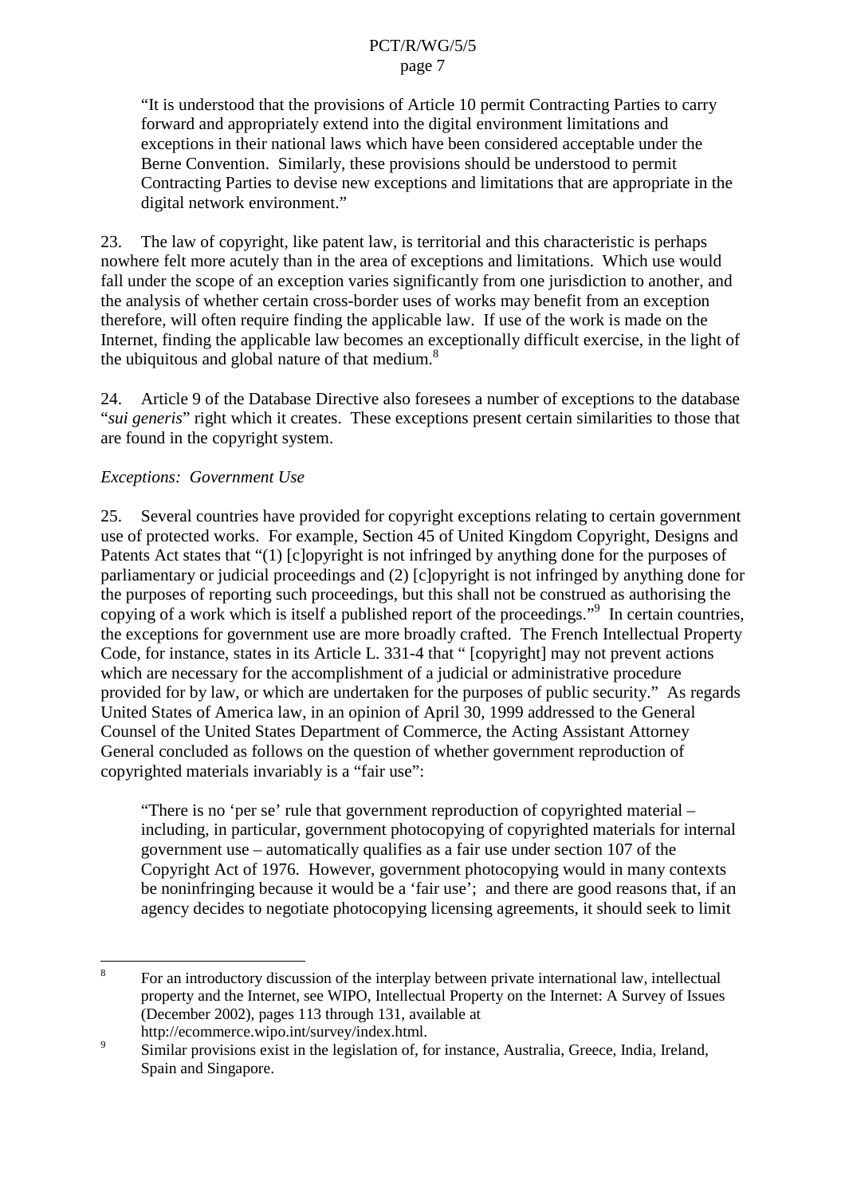> "It is understood that the provisions of Article 10 permit Contracting Parties to carry forward and appropriately extend into the digital environment limitations and exceptions in their national laws which have been considered acceptable under the Berne Convention. Similarly, these provisions should be understood to permit Contracting Parties to devise new exceptions and limitations that are appropriate in the digital network environment."

23. The law of copyright, like patent law, is territorial and this characteristic is perhaps nowhere felt more acutely than in the area of exceptions and limitations. Which use would fall under the scope of an exception varies significantly from one jurisdiction to another, and the analysis of whether certain cross-border uses of works may benefit from an exception therefore, will often require finding the applicable law. If use of the work is made on the Internet, finding the applicable law becomes an exceptionally difficult exercise, in the light of the ubiquitous and global nature of that medium.[8]

24. Article 9 of the Database Directive also foresees a number of exceptions to the database "*sui generis*" right which it creates. These exceptions present certain similarities to those that are found in the copyright system.

*Exceptions: Government Use*

25. Several countries have provided for copyright exceptions relating to certain government use of protected works. For example, Section 45 of United Kingdom Copyright, Designs and Patents Act states that "(1) [c]opyright is not infringed by anything done for the purposes of parliamentary or judicial proceedings and (2) [c]opyright is not infringed by anything done for the purposes of reporting such proceedings, but this shall not be construed as authorising the copying of a work which is itself a published report of the proceedings."[9] In certain countries, the exceptions for government use are more broadly crafted. The French Intellectual Property Code, for instance, states in its Article L. 331-4 that " [copyright] may not prevent actions which are necessary for the accomplishment of a judicial or administrative procedure provided for by law, or which are undertaken for the purposes of public security." As regards United States of America law, in an opinion of April 30, 1999 addressed to the General Counsel of the United States Department of Commerce, the Acting Assistant Attorney General concluded as follows on the question of whether government reproduction of copyrighted materials invariably is a "fair use":

> "There is no 'per se' rule that government reproduction of copyrighted material – including, in particular, government photocopying of copyrighted materials for internal government use – automatically qualifies as a fair use under section 107 of the Copyright Act of 1976. However, government photocopying would in many contexts be noninfringing because it would be a 'fair use'; and there are good reasons that, if an agency decides to negotiate photocopying licensing agreements, it should seek to limit

---

[8] For an introductory discussion of the interplay between private international law, intellectual property and the Internet, see WIPO, Intellectual Property on the Internet: A Survey of Issues (December 2002), pages 113 through 131, available at http://ecommerce.wipo.int/survey/index.html.

[9] Similar provisions exist in the legislation of, for instance, Australia, Greece, India, Ireland, Spain and Singapore.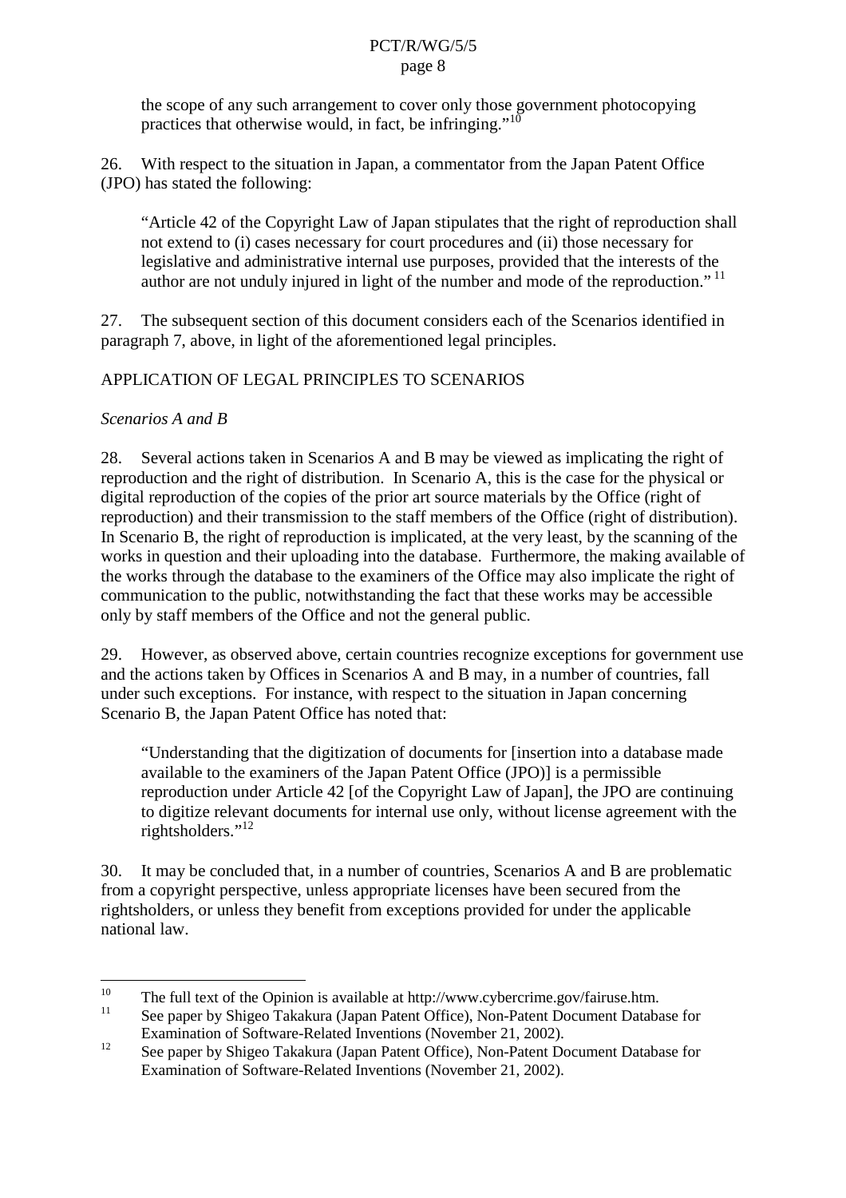the scope of any such arrangement to cover only those government photocopying practices that otherwise would, in fact, be infringing."[10]

26. With respect to the situation in Japan, a commentator from the Japan Patent Office (JPO) has stated the following:

> "Article 42 of the Copyright Law of Japan stipulates that the right of reproduction shall not extend to (i) cases necessary for court procedures and (ii) those necessary for legislative and administrative internal use purposes, provided that the interests of the author are not unduly injured in light of the number and mode of the reproduction." [11]

27. The subsequent section of this document considers each of the Scenarios identified in paragraph 7, above, in light of the aforementioned legal principles.

## APPLICATION OF LEGAL PRINCIPLES TO SCENARIOS

### *Scenarios A and B*

28. Several actions taken in Scenarios A and B may be viewed as implicating the right of reproduction and the right of distribution. In Scenario A, this is the case for the physical or digital reproduction of the copies of the prior art source materials by the Office (right of reproduction) and their transmission to the staff members of the Office (right of distribution). In Scenario B, the right of reproduction is implicated, at the very least, by the scanning of the works in question and their uploading into the database. Furthermore, the making available of the works through the database to the examiners of the Office may also implicate the right of communication to the public, notwithstanding the fact that these works may be accessible only by staff members of the Office and not the general public.

29. However, as observed above, certain countries recognize exceptions for government use and the actions taken by Offices in Scenarios A and B may, in a number of countries, fall under such exceptions. For instance, with respect to the situation in Japan concerning Scenario B, the Japan Patent Office has noted that:

> "Understanding that the digitization of documents for [insertion into a database made available to the examiners of the Japan Patent Office (JPO)] is a permissible reproduction under Article 42 [of the Copyright Law of Japan], the JPO are continuing to digitize relevant documents for internal use only, without license agreement with the rightsholders."[12]

30. It may be concluded that, in a number of countries, Scenarios A and B are problematic from a copyright perspective, unless appropriate licenses have been secured from the rightsholders, or unless they benefit from exceptions provided for under the applicable national law.

---

[10] The full text of the Opinion is available at http://www.cybercrime.gov/fairuse.htm.

[11] See paper by Shigeo Takakura (Japan Patent Office), Non-Patent Document Database for Examination of Software-Related Inventions (November 21, 2002).

[12] See paper by Shigeo Takakura (Japan Patent Office), Non-Patent Document Database for Examination of Software-Related Inventions (November 21, 2002).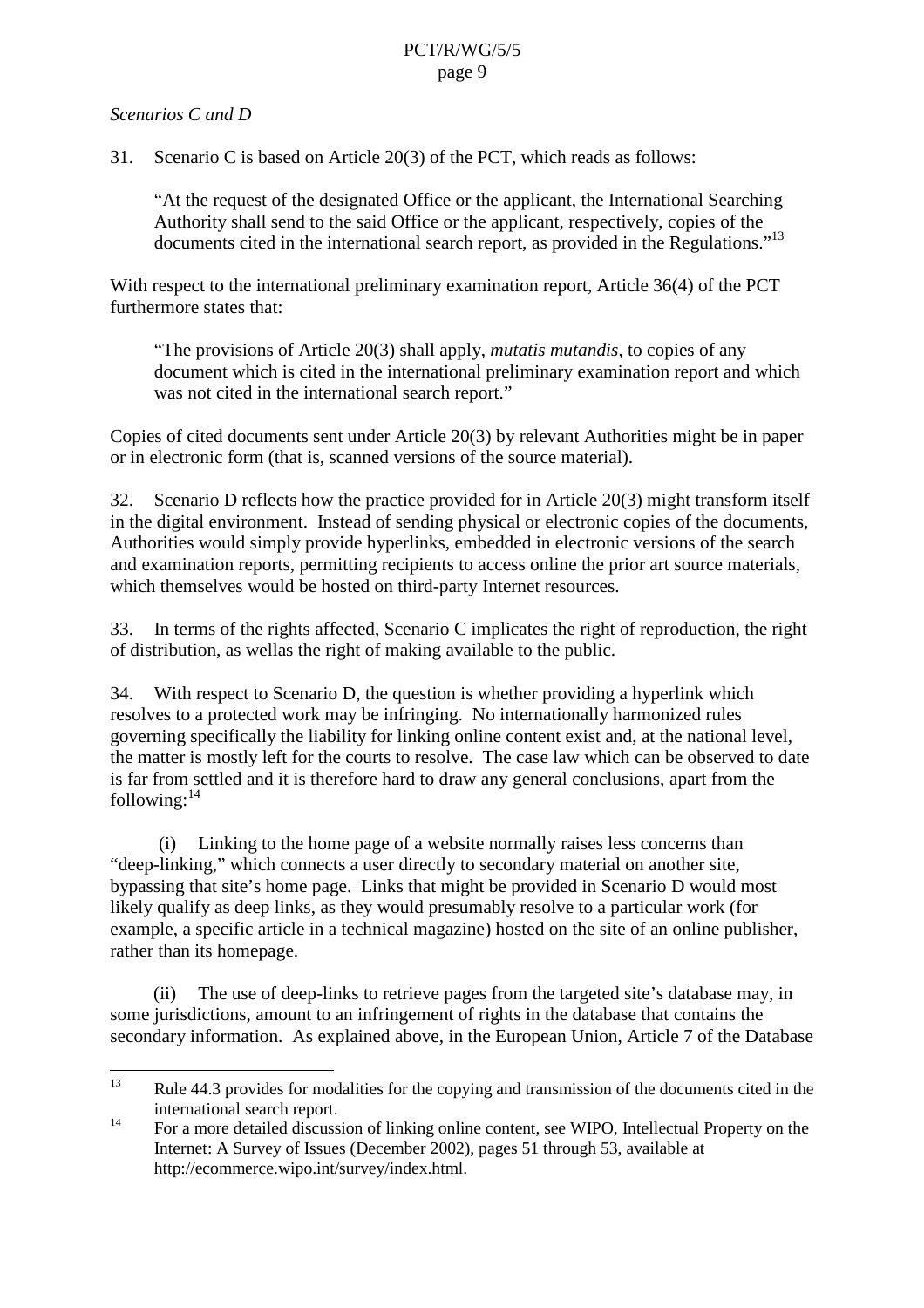*Scenarios C and D*

31. Scenario C is based on Article 20(3) of the PCT, which reads as follows:

> "At the request of the designated Office or the applicant, the International Searching Authority shall send to the said Office or the applicant, respectively, copies of the documents cited in the international search report, as provided in the Regulations."[13]

With respect to the international preliminary examination report, Article 36(4) of the PCT furthermore states that:

> "The provisions of Article 20(3) shall apply, *mutatis mutandis*, to copies of any document which is cited in the international preliminary examination report and which was not cited in the international search report."

Copies of cited documents sent under Article 20(3) by relevant Authorities might be in paper or in electronic form (that is, scanned versions of the source material).

32. Scenario D reflects how the practice provided for in Article 20(3) might transform itself in the digital environment. Instead of sending physical or electronic copies of the documents, Authorities would simply provide hyperlinks, embedded in electronic versions of the search and examination reports, permitting recipients to access online the prior art source materials, which themselves would be hosted on third-party Internet resources.

33. In terms of the rights affected, Scenario C implicates the right of reproduction, the right of distribution, as wellas the right of making available to the public.

34. With respect to Scenario D, the question is whether providing a hyperlink which resolves to a protected work may be infringing. No internationally harmonized rules governing specifically the liability for linking online content exist and, at the national level, the matter is mostly left for the courts to resolve. The case law which can be observed to date is far from settled and it is therefore hard to draw any general conclusions, apart from the following:[14]

(i) Linking to the home page of a website normally raises less concerns than "deep-linking," which connects a user directly to secondary material on another site, bypassing that site's home page. Links that might be provided in Scenario D would most likely qualify as deep links, as they would presumably resolve to a particular work (for example, a specific article in a technical magazine) hosted on the site of an online publisher, rather than its homepage.

(ii) The use of deep-links to retrieve pages from the targeted site's database may, in some jurisdictions, amount to an infringement of rights in the database that contains the secondary information. As explained above, in the European Union, Article 7 of the Database

---

[13] Rule 44.3 provides for modalities for the copying and transmission of the documents cited in the international search report.

[14] For a more detailed discussion of linking online content, see WIPO, Intellectual Property on the Internet: A Survey of Issues (December 2002), pages 51 through 53, available at http://ecommerce.wipo.int/survey/index.html.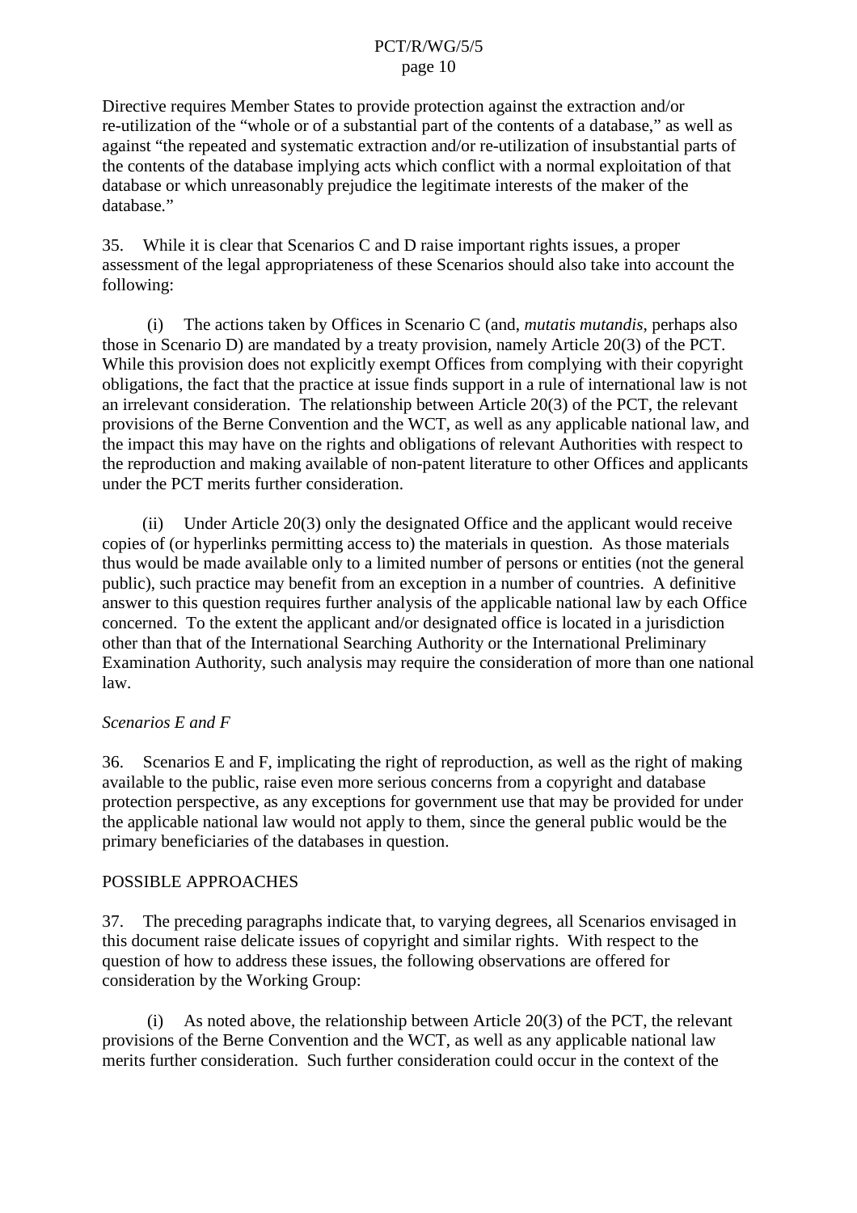Directive requires Member States to provide protection against the extraction and/or re-utilization of the "whole or of a substantial part of the contents of a database," as well as against "the repeated and systematic extraction and/or re-utilization of insubstantial parts of the contents of the database implying acts which conflict with a normal exploitation of that database or which unreasonably prejudice the legitimate interests of the maker of the database."

35. While it is clear that Scenarios C and D raise important rights issues, a proper assessment of the legal appropriateness of these Scenarios should also take into account the following:

(i) The actions taken by Offices in Scenario C (and, *mutatis mutandis*, perhaps also those in Scenario D) are mandated by a treaty provision, namely Article 20(3) of the PCT. While this provision does not explicitly exempt Offices from complying with their copyright obligations, the fact that the practice at issue finds support in a rule of international law is not an irrelevant consideration. The relationship between Article 20(3) of the PCT, the relevant provisions of the Berne Convention and the WCT, as well as any applicable national law, and the impact this may have on the rights and obligations of relevant Authorities with respect to the reproduction and making available of non-patent literature to other Offices and applicants under the PCT merits further consideration.

(ii) Under Article 20(3) only the designated Office and the applicant would receive copies of (or hyperlinks permitting access to) the materials in question. As those materials thus would be made available only to a limited number of persons or entities (not the general public), such practice may benefit from an exception in a number of countries. A definitive answer to this question requires further analysis of the applicable national law by each Office concerned. To the extent the applicant and/or designated office is located in a jurisdiction other than that of the International Searching Authority or the International Preliminary Examination Authority, such analysis may require the consideration of more than one national law.

*Scenarios E and F*

36. Scenarios E and F, implicating the right of reproduction, as well as the right of making available to the public, raise even more serious concerns from a copyright and database protection perspective, as any exceptions for government use that may be provided for under the applicable national law would not apply to them, since the general public would be the primary beneficiaries of the databases in question.

POSSIBLE APPROACHES

37. The preceding paragraphs indicate that, to varying degrees, all Scenarios envisaged in this document raise delicate issues of copyright and similar rights. With respect to the question of how to address these issues, the following observations are offered for consideration by the Working Group:

(i) As noted above, the relationship between Article 20(3) of the PCT, the relevant provisions of the Berne Convention and the WCT, as well as any applicable national law merits further consideration. Such further consideration could occur in the context of the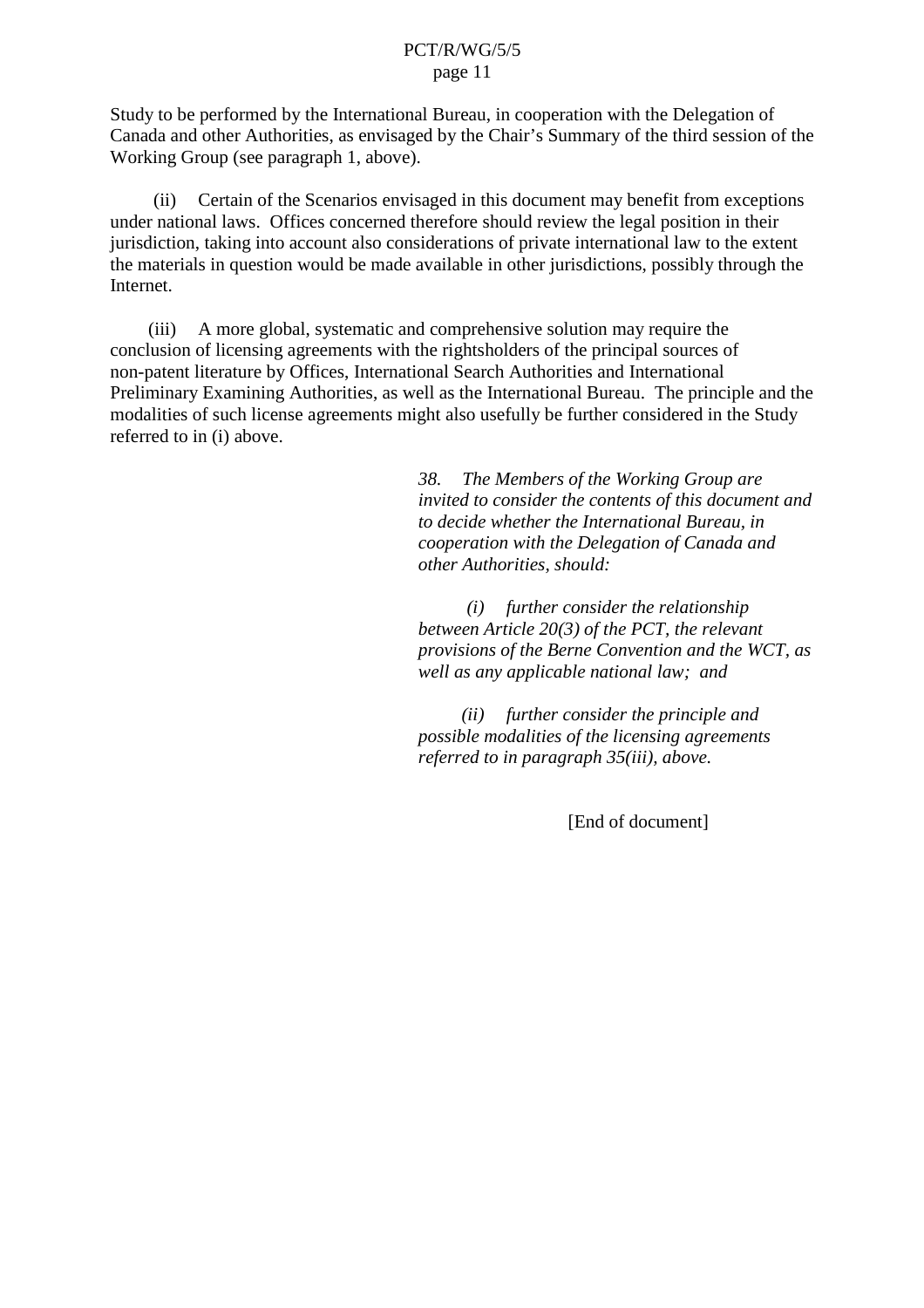Study to be performed by the International Bureau, in cooperation with the Delegation of Canada and other Authorities, as envisaged by the Chair's Summary of the third session of the Working Group (see paragraph 1, above).

(ii) Certain of the Scenarios envisaged in this document may benefit from exceptions under national laws. Offices concerned therefore should review the legal position in their jurisdiction, taking into account also considerations of private international law to the extent the materials in question would be made available in other jurisdictions, possibly through the Internet.

(iii) A more global, systematic and comprehensive solution may require the conclusion of licensing agreements with the rightsholders of the principal sources of non-patent literature by Offices, International Search Authorities and International Preliminary Examining Authorities, as well as the International Bureau. The principle and the modalities of such license agreements might also usefully be further considered in the Study referred to in (i) above.

*38. The Members of the Working Group are invited to consider the contents of this document and to decide whether the International Bureau, in cooperation with the Delegation of Canada and other Authorities, should:*

*(i) further consider the relationship between Article 20(3) of the PCT, the relevant provisions of the Berne Convention and the WCT, as well as any applicable national law; and*

*(ii) further consider the principle and possible modalities of the licensing agreements referred to in paragraph 35(iii), above.*

[End of document]